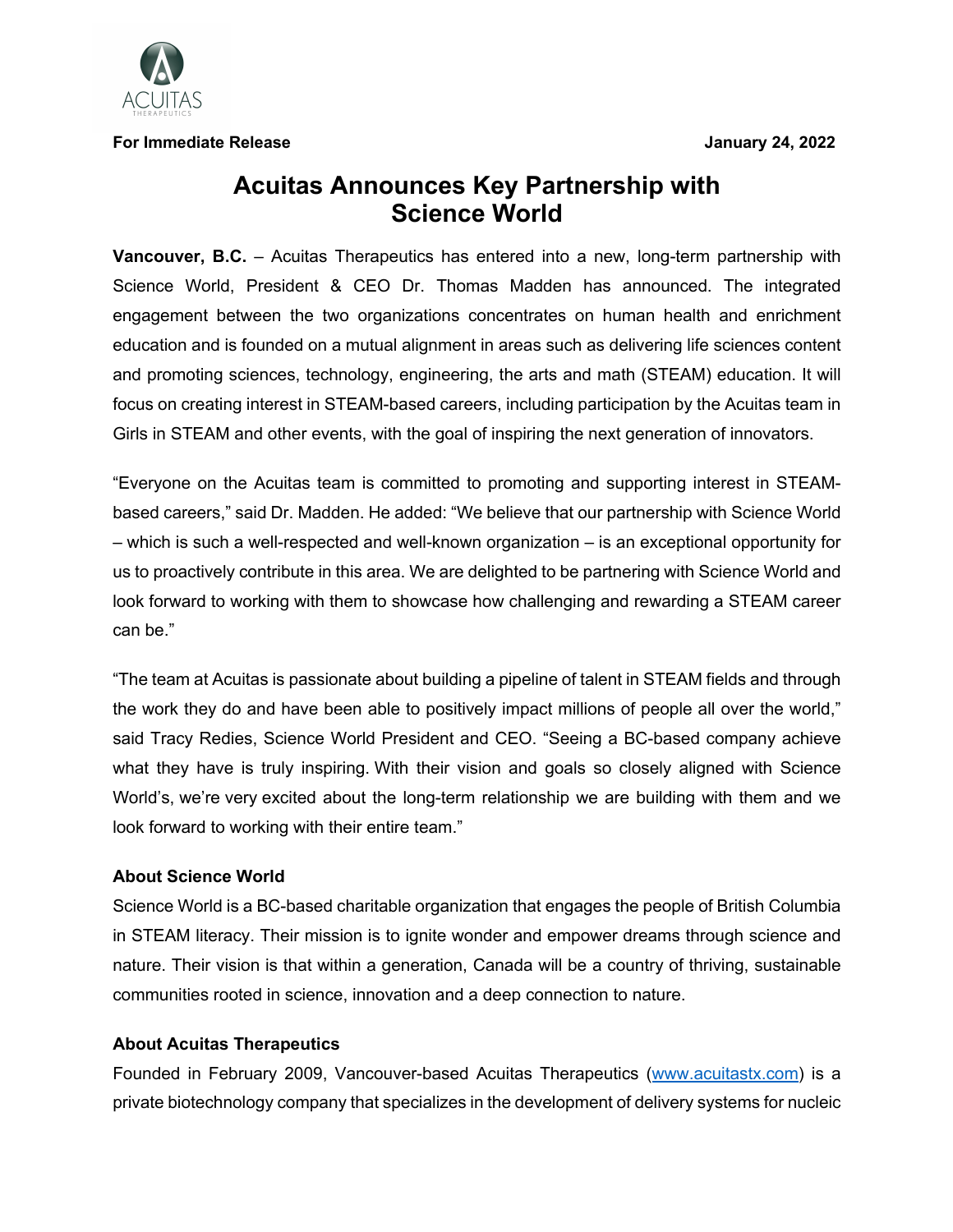**For Immediate Release** **January 24, 2022**

# Acuitas Announces Key Partnership with Science World

**Vancouver, B.C.** – Acuitas Therapeutics has entered into a new, long-term partnership with Science World, President & CEO Dr. Thomas Madden has announced. The integrated engagement between the two organizations concentrates on human health and enrichment education and is founded on a mutual alignment in areas such as delivering life sciences content and promoting sciences, technology, engineering, the arts and math (STEAM) education. It will focus on creating interest in STEAM-based careers, including participation by the Acuitas team in Girls in STEAM and other events, with the goal of inspiring the next generation of innovators.

"Everyone on the Acuitas team is committed to promoting and supporting interest in STEAM-based careers," said Dr. Madden. He added: "We believe that our partnership with Science World – which is such a well-respected and well-known organization – is an exceptional opportunity for us to proactively contribute in this area. We are delighted to be partnering with Science World and look forward to working with them to showcase how challenging and rewarding a STEAM career can be."

"The team at Acuitas is passionate about building a pipeline of talent in STEAM fields and through the work they do and have been able to positively impact millions of people all over the world," said Tracy Redies, Science World President and CEO. "Seeing a BC-based company achieve what they have is truly inspiring. With their vision and goals so closely aligned with Science World's, we're very excited about the long-term relationship we are building with them and we look forward to working with their entire team."

### About Science World

Science World is a BC-based charitable organization that engages the people of British Columbia in STEAM literacy. Their mission is to ignite wonder and empower dreams through science and nature. Their vision is that within a generation, Canada will be a country of thriving, sustainable communities rooted in science, innovation and a deep connection to nature.

### About Acuitas Therapeutics

Founded in February 2009, Vancouver-based Acuitas Therapeutics (www.acuitastx.com) is a private biotechnology company that specializes in the development of delivery systems for nucleic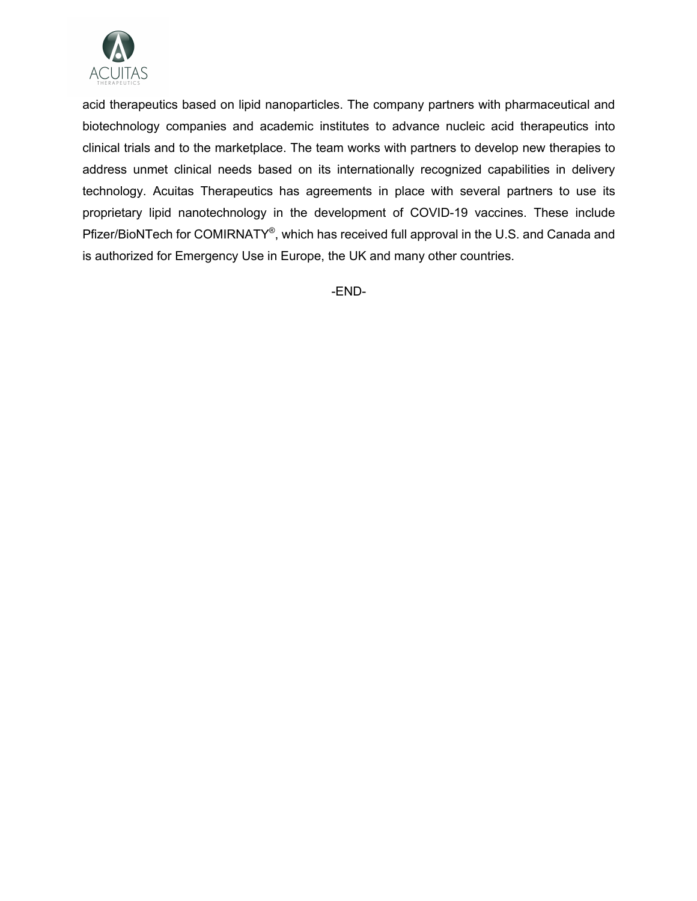acid therapeutics based on lipid nanoparticles. The company partners with pharmaceutical and biotechnology companies and academic institutes to advance nucleic acid therapeutics into clinical trials and to the marketplace. The team works with partners to develop new therapies to address unmet clinical needs based on its internationally recognized capabilities in delivery technology. Acuitas Therapeutics has agreements in place with several partners to use its proprietary lipid nanotechnology in the development of COVID-19 vaccines. These include Pfizer/BioNTech for COMIRNATY®, which has received full approval in the U.S. and Canada and is authorized for Emergency Use in Europe, the UK and many other countries.

-END-